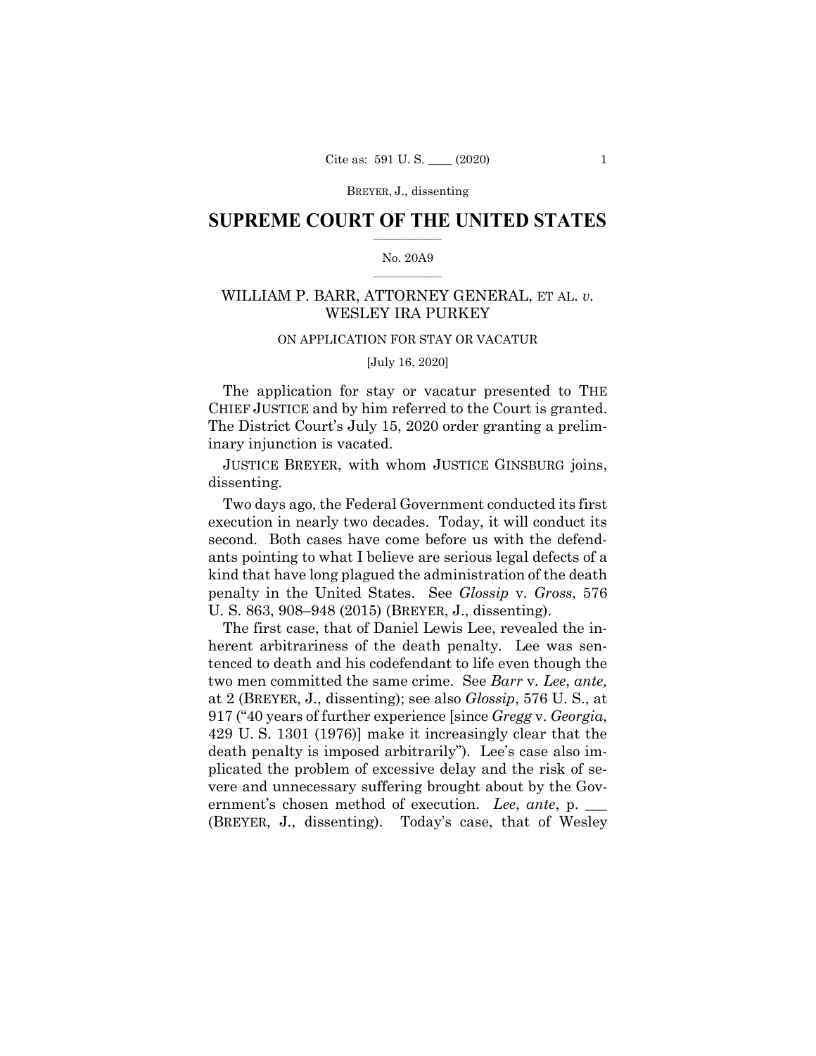# SUPREME COURT OF THE UNITED STATES

No. 20A9

## WILLIAM P. BARR, ATTORNEY GENERAL, ET AL. *v.* WESLEY IRA PURKEY

ON APPLICATION FOR STAY OR VACATUR

[July 16, 2020]

The application for stay or vacatur presented to THE CHIEF JUSTICE and by him referred to the Court is granted. The District Court's July 15, 2020 order granting a preliminary injunction is vacated.

JUSTICE BREYER, with whom JUSTICE GINSBURG joins, dissenting.

Two days ago, the Federal Government conducted its first execution in nearly two decades. Today, it will conduct its second. Both cases have come before us with the defendants pointing to what I believe are serious legal defects of a kind that have long plagued the administration of the death penalty in the United States. See *Glossip* v. *Gross*, 576 U. S. 863, 908–948 (2015) (BREYER, J., dissenting).

The first case, that of Daniel Lewis Lee, revealed the inherent arbitrariness of the death penalty. Lee was sentenced to death and his codefendant to life even though the two men committed the same crime. See *Barr* v. *Lee*, *ante,* at 2 (BREYER, J., dissenting); see also *Glossip*, 576 U. S., at 917 ("40 years of further experience [since *Gregg* v. *Georgia*, 429 U. S. 1301 (1976)] make it increasingly clear that the death penalty is imposed arbitrarily"). Lee's case also implicated the problem of excessive delay and the risk of severe and unnecessary suffering brought about by the Government's chosen method of execution. *Lee*, *ante*, p. ___ (BREYER, J., dissenting). Today's case, that of Wesley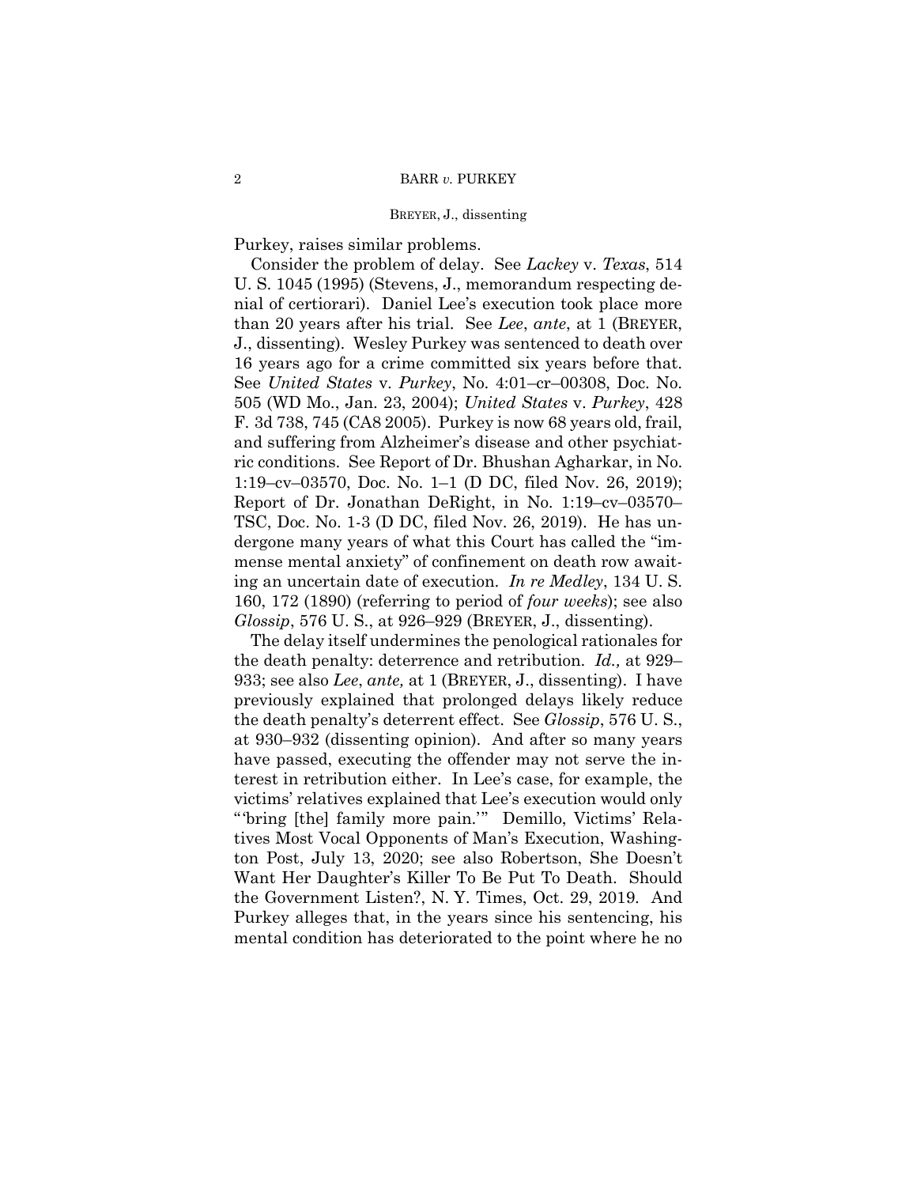Purkey, raises similar problems.

Consider the problem of delay. See *Lackey* v. *Texas*, 514 U. S. 1045 (1995) (Stevens, J., memorandum respecting denial of certiorari). Daniel Lee's execution took place more than 20 years after his trial. See *Lee*, *ante*, at 1 (BREYER, J., dissenting). Wesley Purkey was sentenced to death over 16 years ago for a crime committed six years before that. See *United States* v. *Purkey*, No. 4:01–cr–00308, Doc. No. 505 (WD Mo., Jan. 23, 2004); *United States* v. *Purkey*, 428 F. 3d 738, 745 (CA8 2005). Purkey is now 68 years old, frail, and suffering from Alzheimer's disease and other psychiatric conditions. See Report of Dr. Bhushan Agharkar, in No. 1:19–cv–03570, Doc. No. 1–1 (D DC, filed Nov. 26, 2019); Report of Dr. Jonathan DeRight, in No. 1:19–cv–03570–TSC, Doc. No. 1-3 (D DC, filed Nov. 26, 2019). He has undergone many years of what this Court has called the "immense mental anxiety" of confinement on death row awaiting an uncertain date of execution. *In re Medley*, 134 U. S. 160, 172 (1890) (referring to period of *four weeks*); see also *Glossip*, 576 U. S., at 926–929 (BREYER, J., dissenting).

The delay itself undermines the penological rationales for the death penalty: deterrence and retribution. *Id.,* at 929–933; see also *Lee*, *ante,* at 1 (BREYER, J., dissenting). I have previously explained that prolonged delays likely reduce the death penalty's deterrent effect. See *Glossip*, 576 U. S., at 930–932 (dissenting opinion). And after so many years have passed, executing the offender may not serve the interest in retribution either. In Lee's case, for example, the victims' relatives explained that Lee's execution would only "'bring [the] family more pain.'" Demillo, Victims' Relatives Most Vocal Opponents of Man's Execution, Washington Post, July 13, 2020; see also Robertson, She Doesn't Want Her Daughter's Killer To Be Put To Death. Should the Government Listen?, N. Y. Times, Oct. 29, 2019. And Purkey alleges that, in the years since his sentencing, his mental condition has deteriorated to the point where he no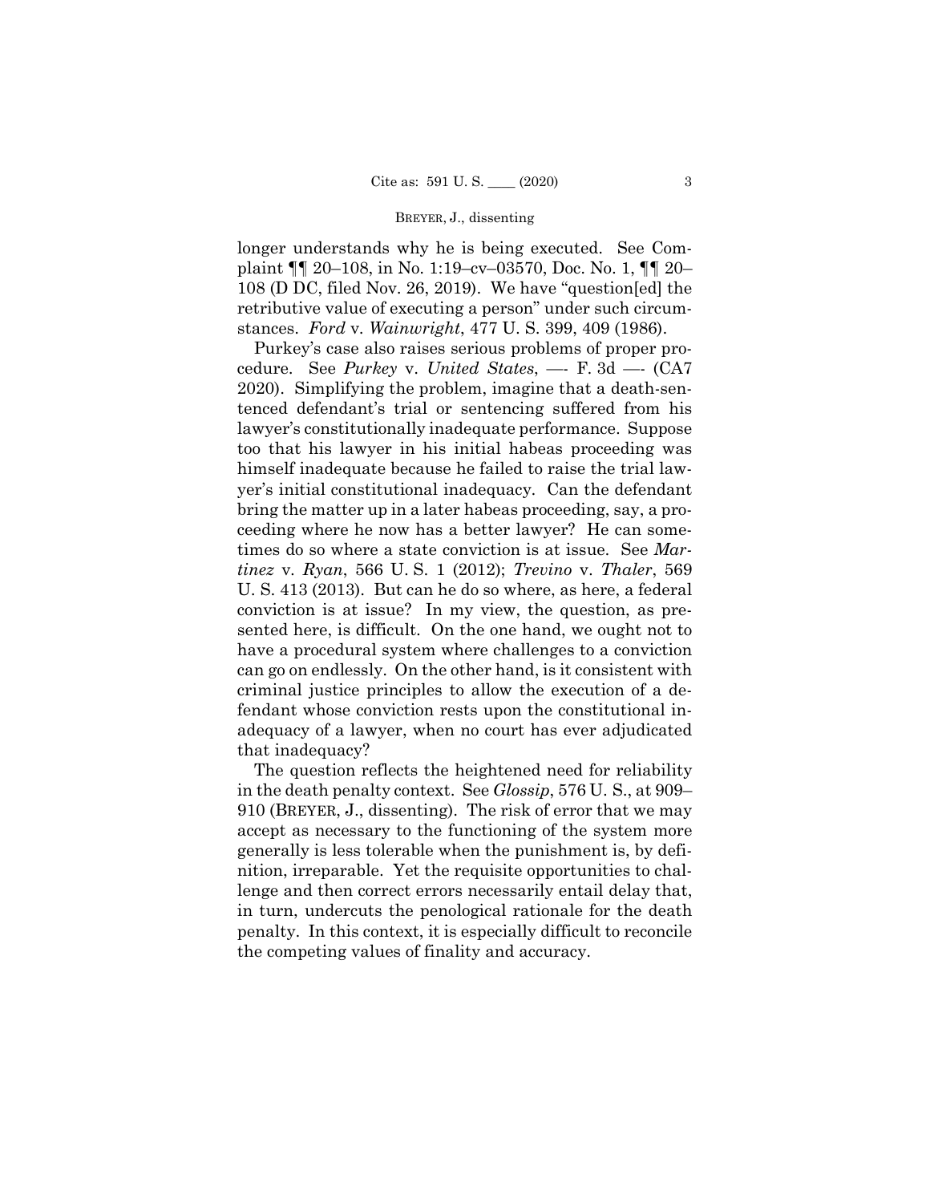longer understands why he is being executed. See Complaint ¶¶ 20–108, in No. 1:19–cv–03570, Doc. No. 1, ¶¶ 20–108 (D DC, filed Nov. 26, 2019). We have "question[ed] the retributive value of executing a person" under such circumstances. *Ford* v. *Wainwright*, 477 U. S. 399, 409 (1986).

Purkey's case also raises serious problems of proper procedure. See *Purkey* v. *United States*, —- F. 3d —- (CA7 2020). Simplifying the problem, imagine that a death-sentenced defendant's trial or sentencing suffered from his lawyer's constitutionally inadequate performance. Suppose too that his lawyer in his initial habeas proceeding was himself inadequate because he failed to raise the trial lawyer's initial constitutional inadequacy. Can the defendant bring the matter up in a later habeas proceeding, say, a proceeding where he now has a better lawyer? He can sometimes do so where a state conviction is at issue. See *Martinez* v. *Ryan*, 566 U. S. 1 (2012); *Trevino* v. *Thaler*, 569 U. S. 413 (2013). But can he do so where, as here, a federal conviction is at issue? In my view, the question, as presented here, is difficult. On the one hand, we ought not to have a procedural system where challenges to a conviction can go on endlessly. On the other hand, is it consistent with criminal justice principles to allow the execution of a defendant whose conviction rests upon the constitutional inadequacy of a lawyer, when no court has ever adjudicated that inadequacy?

The question reflects the heightened need for reliability in the death penalty context. See *Glossip*, 576 U. S., at 909–910 (BREYER, J., dissenting). The risk of error that we may accept as necessary to the functioning of the system more generally is less tolerable when the punishment is, by definition, irreparable. Yet the requisite opportunities to challenge and then correct errors necessarily entail delay that, in turn, undercuts the penological rationale for the death penalty. In this context, it is especially difficult to reconcile the competing values of finality and accuracy.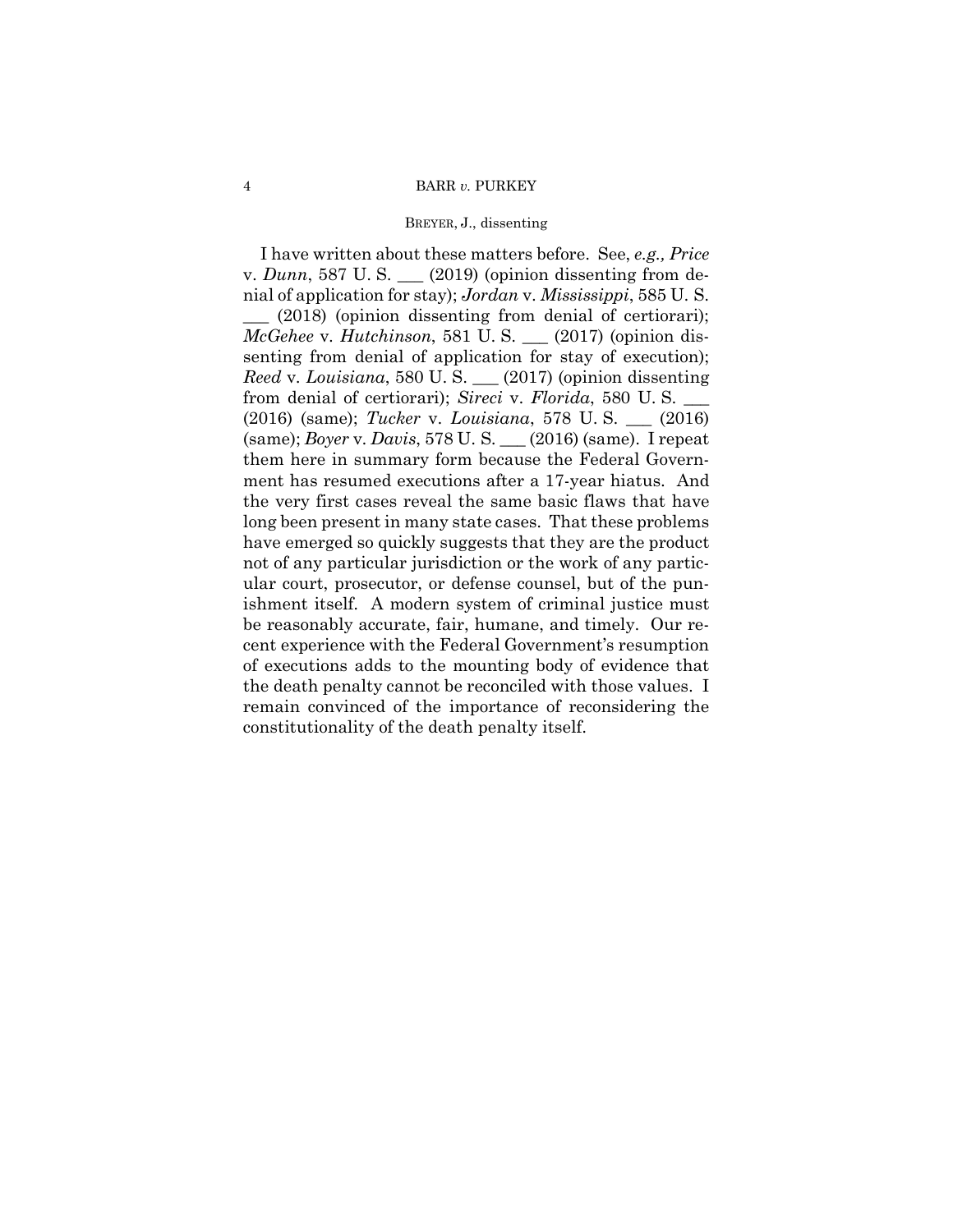I have written about these matters before. See, *e.g., Price* v. *Dunn*, 587 U. S. ___ (2019) (opinion dissenting from denial of application for stay); *Jordan* v. *Mississippi*, 585 U. S. ___ (2018) (opinion dissenting from denial of certiorari); *McGehee* v. *Hutchinson*, 581 U. S. ___ (2017) (opinion dissenting from denial of application for stay of execution); *Reed* v. *Louisiana*, 580 U. S. ___ (2017) (opinion dissenting from denial of certiorari); *Sireci* v. *Florida*, 580 U. S. ___ (2016) (same); *Tucker* v. *Louisiana*, 578 U. S. ___ (2016) (same); *Boyer* v. *Davis*, 578 U. S. ___ (2016) (same). I repeat them here in summary form because the Federal Government has resumed executions after a 17-year hiatus. And the very first cases reveal the same basic flaws that have long been present in many state cases. That these problems have emerged so quickly suggests that they are the product not of any particular jurisdiction or the work of any particular court, prosecutor, or defense counsel, but of the punishment itself. A modern system of criminal justice must be reasonably accurate, fair, humane, and timely. Our recent experience with the Federal Government's resumption of executions adds to the mounting body of evidence that the death penalty cannot be reconciled with those values. I remain convinced of the importance of reconsidering the constitutionality of the death penalty itself.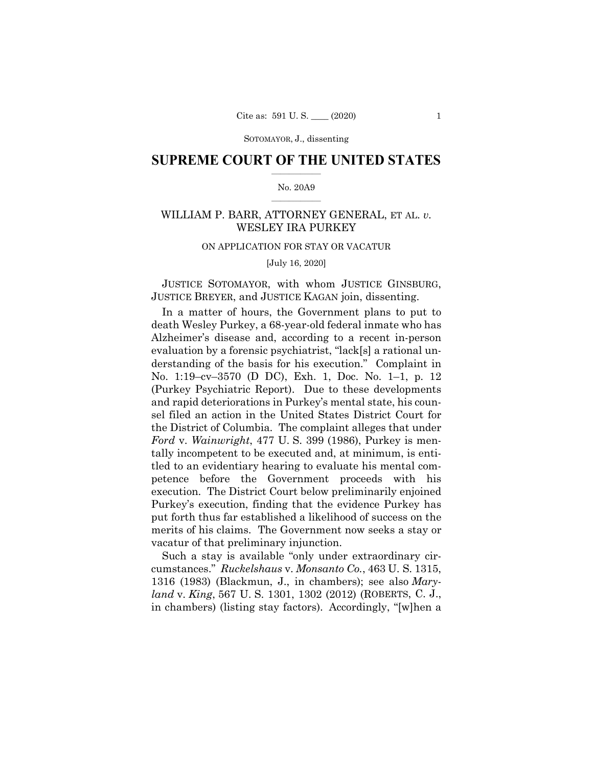SOTOMAYOR, J., dissenting

# SUPREME COURT OF THE UNITED STATES

No. 20A9

WILLIAM P. BARR, ATTORNEY GENERAL, ET AL. *v.* WESLEY IRA PURKEY

ON APPLICATION FOR STAY OR VACATUR

[July 16, 2020]

JUSTICE SOTOMAYOR, with whom JUSTICE GINSBURG, JUSTICE BREYER, and JUSTICE KAGAN join, dissenting.

In a matter of hours, the Government plans to put to death Wesley Purkey, a 68-year-old federal inmate who has Alzheimer's disease and, according to a recent in-person evaluation by a forensic psychiatrist, "lack[s] a rational understanding of the basis for his execution." Complaint in No. 1:19–cv–3570 (D DC), Exh. 1, Doc. No. 1–1, p. 12 (Purkey Psychiatric Report). Due to these developments and rapid deteriorations in Purkey's mental state, his counsel filed an action in the United States District Court for the District of Columbia. The complaint alleges that under *Ford* v. *Wainwright*, 477 U. S. 399 (1986), Purkey is mentally incompetent to be executed and, at minimum, is entitled to an evidentiary hearing to evaluate his mental competence before the Government proceeds with his execution. The District Court below preliminarily enjoined Purkey's execution, finding that the evidence Purkey has put forth thus far established a likelihood of success on the merits of his claims. The Government now seeks a stay or vacatur of that preliminary injunction.

Such a stay is available "only under extraordinary circumstances." *Ruckelshaus* v. *Monsanto Co.*, 463 U. S. 1315, 1316 (1983) (Blackmun, J., in chambers); see also *Maryland* v. *King*, 567 U. S. 1301, 1302 (2012) (ROBERTS, C. J., in chambers) (listing stay factors). Accordingly, "[w]hen a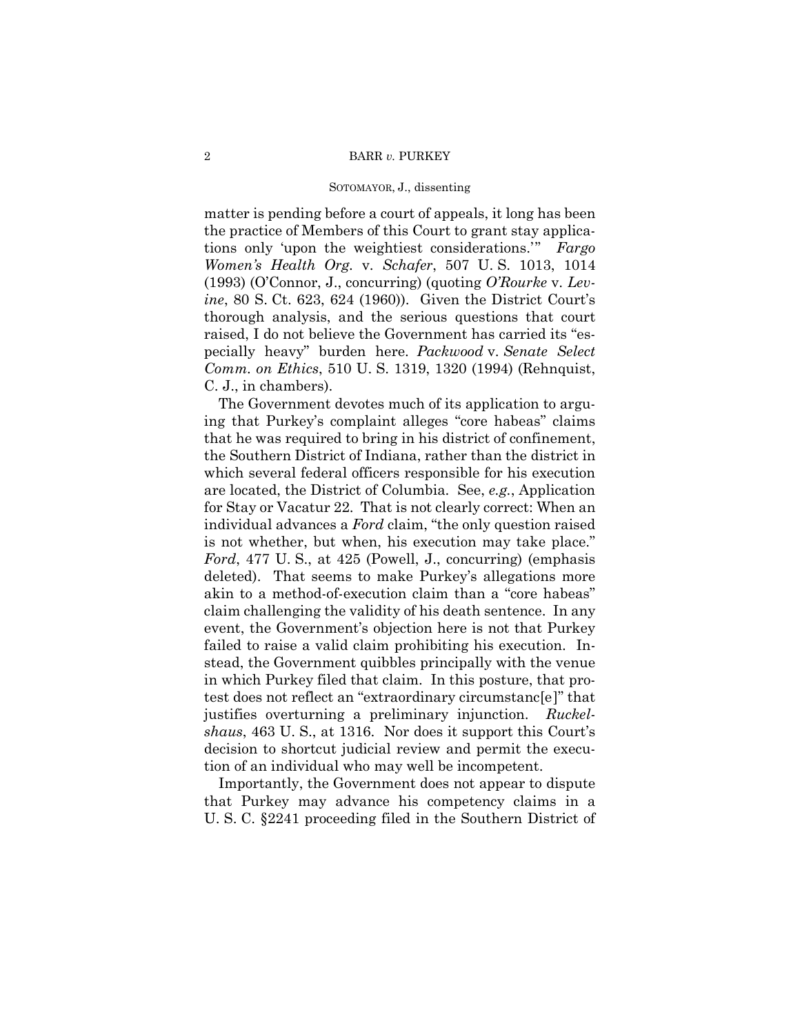matter is pending before a court of appeals, it long has been the practice of Members of this Court to grant stay applications only 'upon the weightiest considerations.'" *Fargo Women's Health Org.* v. *Schafer*, 507 U. S. 1013, 1014 (1993) (O'Connor, J., concurring) (quoting *O'Rourke* v. *Levine*, 80 S. Ct. 623, 624 (1960)). Given the District Court's thorough analysis, and the serious questions that court raised, I do not believe the Government has carried its "especially heavy" burden here. *Packwood* v. *Senate Select Comm. on Ethics*, 510 U. S. 1319, 1320 (1994) (Rehnquist, C. J., in chambers).

The Government devotes much of its application to arguing that Purkey's complaint alleges "core habeas" claims that he was required to bring in his district of confinement, the Southern District of Indiana, rather than the district in which several federal officers responsible for his execution are located, the District of Columbia. See, *e.g.*, Application for Stay or Vacatur 22. That is not clearly correct: When an individual advances a *Ford* claim, "the only question raised is not whether, but when, his execution may take place." *Ford*, 477 U. S., at 425 (Powell, J., concurring) (emphasis deleted). That seems to make Purkey's allegations more akin to a method-of-execution claim than a "core habeas" claim challenging the validity of his death sentence. In any event, the Government's objection here is not that Purkey failed to raise a valid claim prohibiting his execution. Instead, the Government quibbles principally with the venue in which Purkey filed that claim. In this posture, that protest does not reflect an "extraordinary circumstanc[e]" that justifies overturning a preliminary injunction. *Ruckelshaus*, 463 U. S., at 1316. Nor does it support this Court's decision to shortcut judicial review and permit the execution of an individual who may well be incompetent.

Importantly, the Government does not appear to dispute that Purkey may advance his competency claims in a U. S. C. §2241 proceeding filed in the Southern District of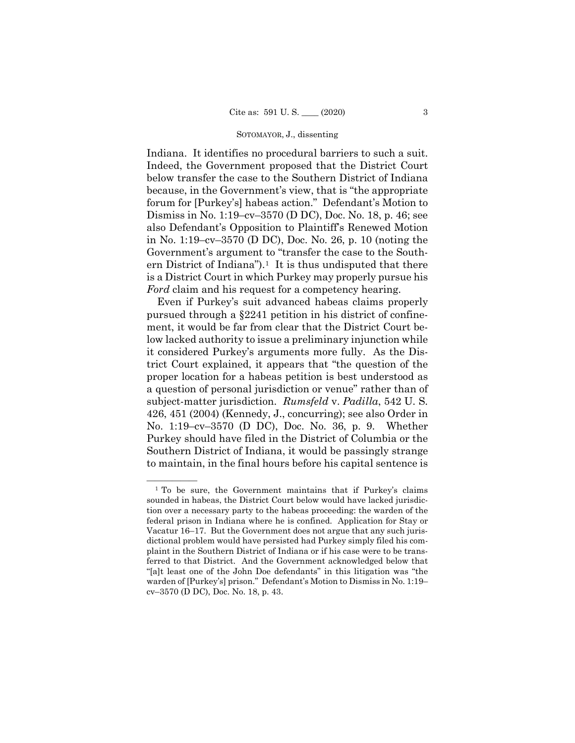Indiana. It identifies no procedural barriers to such a suit. Indeed, the Government proposed that the District Court below transfer the case to the Southern District of Indiana because, in the Government's view, that is "the appropriate forum for [Purkey's] habeas action." Defendant's Motion to Dismiss in No. 1:19–cv–3570 (D DC), Doc. No. 18, p. 46; see also Defendant's Opposition to Plaintiff's Renewed Motion in No. 1:19–cv–3570 (D DC), Doc. No. 26, p. 10 (noting the Government's argument to "transfer the case to the Southern District of Indiana").[1] It is thus undisputed that there is a District Court in which Purkey may properly pursue his *Ford* claim and his request for a competency hearing.

Even if Purkey's suit advanced habeas claims properly pursued through a §2241 petition in his district of confinement, it would be far from clear that the District Court below lacked authority to issue a preliminary injunction while it considered Purkey's arguments more fully. As the District Court explained, it appears that "the question of the proper location for a habeas petition is best understood as a question of personal jurisdiction or venue" rather than of subject-matter jurisdiction. *Rumsfeld* v. *Padilla*, 542 U. S. 426, 451 (2004) (Kennedy, J., concurring); see also Order in No. 1:19–cv–3570 (D DC), Doc. No. 36, p. 9. Whether Purkey should have filed in the District of Columbia or the Southern District of Indiana, it would be passingly strange to maintain, in the final hours before his capital sentence is

---

[1] To be sure, the Government maintains that if Purkey's claims sounded in habeas, the District Court below would have lacked jurisdiction over a necessary party to the habeas proceeding: the warden of the federal prison in Indiana where he is confined. Application for Stay or Vacatur 16–17. But the Government does not argue that any such jurisdictional problem would have persisted had Purkey simply filed his complaint in the Southern District of Indiana or if his case were to be transferred to that District. And the Government acknowledged below that "[a]t least one of the John Doe defendants" in this litigation was "the warden of [Purkey's] prison." Defendant's Motion to Dismiss in No. 1:19–cv–3570 (D DC), Doc. No. 18, p. 43.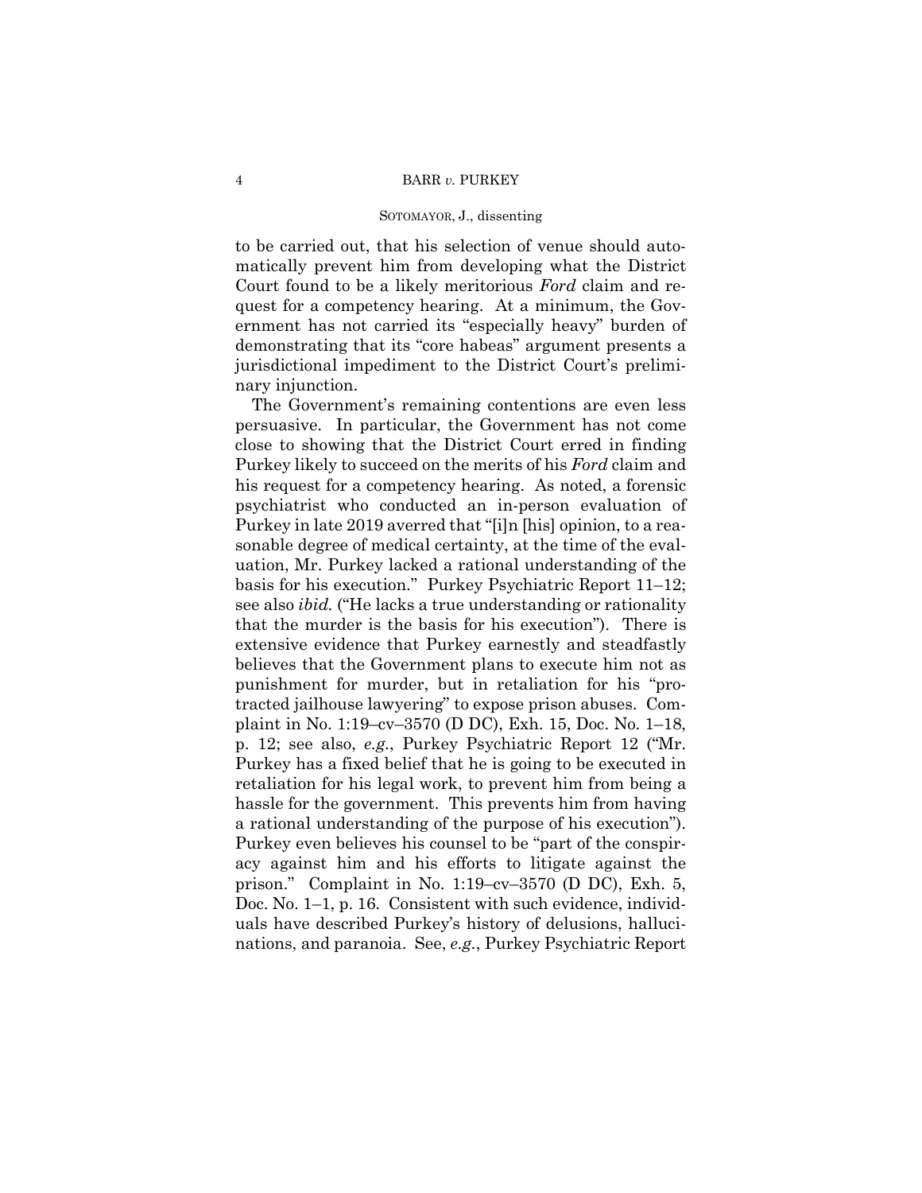to be carried out, that his selection of venue should automatically prevent him from developing what the District Court found to be a likely meritorious *Ford* claim and request for a competency hearing. At a minimum, the Government has not carried its "especially heavy" burden of demonstrating that its "core habeas" argument presents a jurisdictional impediment to the District Court's preliminary injunction.

The Government's remaining contentions are even less persuasive. In particular, the Government has not come close to showing that the District Court erred in finding Purkey likely to succeed on the merits of his *Ford* claim and his request for a competency hearing. As noted, a forensic psychiatrist who conducted an in-person evaluation of Purkey in late 2019 averred that "[i]n [his] opinion, to a reasonable degree of medical certainty, at the time of the evaluation, Mr. Purkey lacked a rational understanding of the basis for his execution." Purkey Psychiatric Report 11–12; see also *ibid.* ("He lacks a true understanding or rationality that the murder is the basis for his execution"). There is extensive evidence that Purkey earnestly and steadfastly believes that the Government plans to execute him not as punishment for murder, but in retaliation for his "protracted jailhouse lawyering" to expose prison abuses. Complaint in No. 1:19–cv–3570 (D DC), Exh. 15, Doc. No. 1–18, p. 12; see also, *e.g.*, Purkey Psychiatric Report 12 ("Mr. Purkey has a fixed belief that he is going to be executed in retaliation for his legal work, to prevent him from being a hassle for the government. This prevents him from having a rational understanding of the purpose of his execution"). Purkey even believes his counsel to be "part of the conspiracy against him and his efforts to litigate against the prison." Complaint in No. 1:19–cv–3570 (D DC), Exh. 5, Doc. No. 1–1, p. 16. Consistent with such evidence, individuals have described Purkey's history of delusions, hallucinations, and paranoia. See, *e.g.*, Purkey Psychiatric Report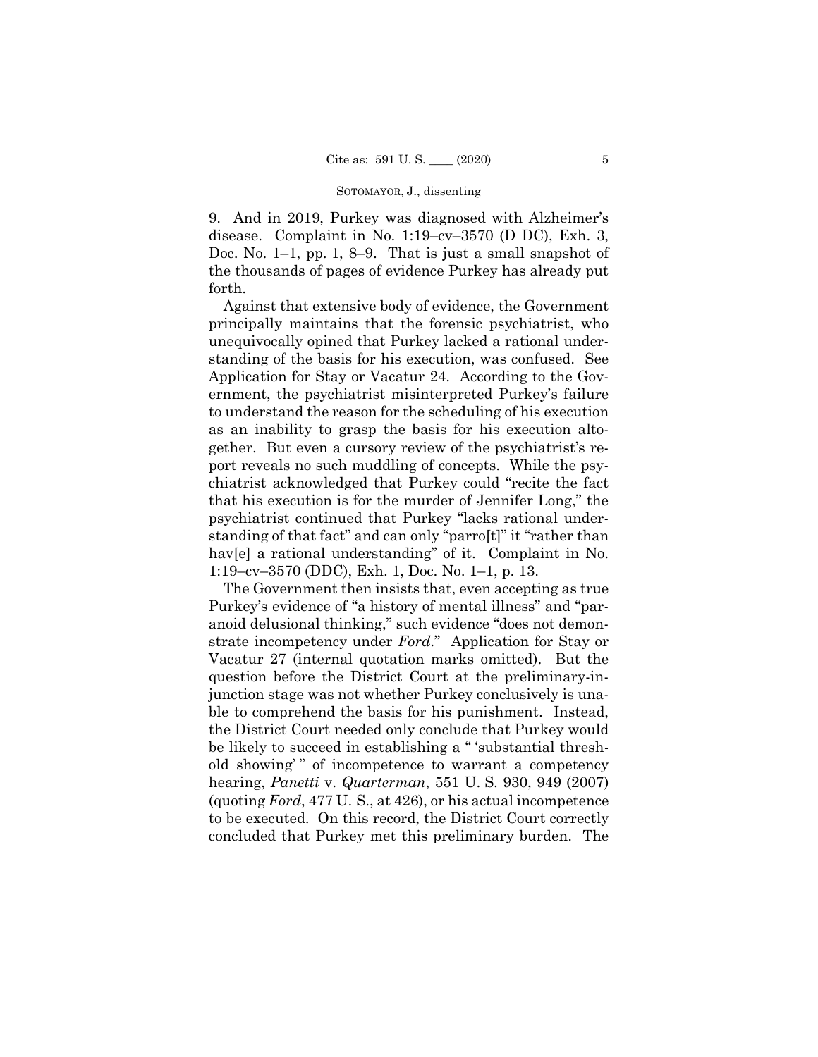9. And in 2019, Purkey was diagnosed with Alzheimer's disease. Complaint in No. 1:19–cv–3570 (D DC), Exh. 3, Doc. No. 1–1, pp. 1, 8–9. That is just a small snapshot of the thousands of pages of evidence Purkey has already put forth.

Against that extensive body of evidence, the Government principally maintains that the forensic psychiatrist, who unequivocally opined that Purkey lacked a rational understanding of the basis for his execution, was confused. See Application for Stay or Vacatur 24. According to the Government, the psychiatrist misinterpreted Purkey's failure to understand the reason for the scheduling of his execution as an inability to grasp the basis for his execution altogether. But even a cursory review of the psychiatrist's report reveals no such muddling of concepts. While the psychiatrist acknowledged that Purkey could "recite the fact that his execution is for the murder of Jennifer Long," the psychiatrist continued that Purkey "lacks rational understanding of that fact" and can only "parro[t]" it "rather than hav[e] a rational understanding" of it. Complaint in No. 1:19–cv–3570 (DDC), Exh. 1, Doc. No. 1–1, p. 13.

The Government then insists that, even accepting as true Purkey's evidence of "a history of mental illness" and "paranoid delusional thinking," such evidence "does not demonstrate incompetency under *Ford*." Application for Stay or Vacatur 27 (internal quotation marks omitted). But the question before the District Court at the preliminary-injunction stage was not whether Purkey conclusively is unable to comprehend the basis for his punishment. Instead, the District Court needed only conclude that Purkey would be likely to succeed in establishing a " 'substantial threshold showing' " of incompetence to warrant a competency hearing, *Panetti* v. *Quarterman*, 551 U. S. 930, 949 (2007) (quoting *Ford*, 477 U. S., at 426), or his actual incompetence to be executed. On this record, the District Court correctly concluded that Purkey met this preliminary burden. The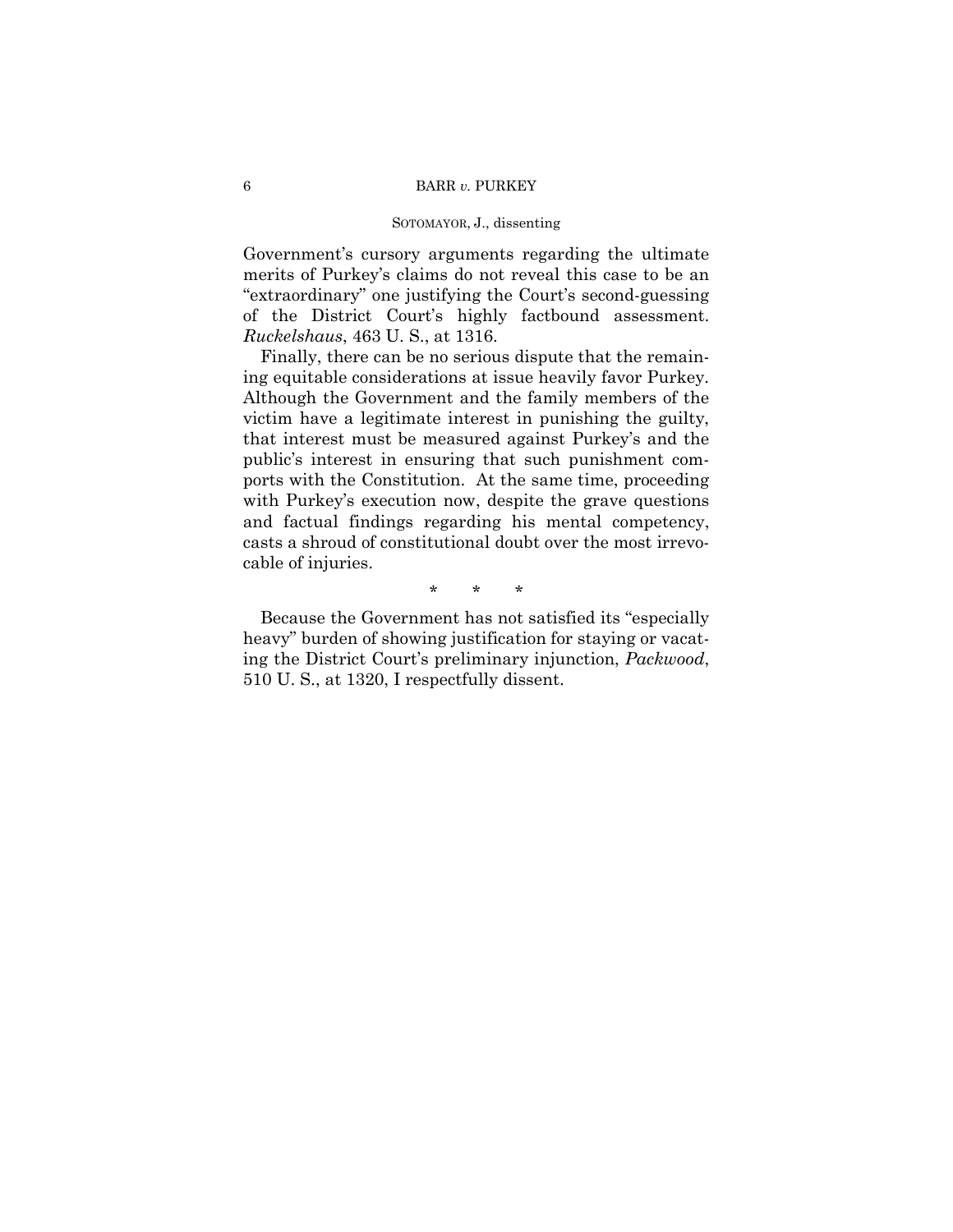Government's cursory arguments regarding the ultimate merits of Purkey's claims do not reveal this case to be an "extraordinary" one justifying the Court's second-guessing of the District Court's highly factbound assessment. *Ruckelshaus*, 463 U. S., at 1316.

Finally, there can be no serious dispute that the remaining equitable considerations at issue heavily favor Purkey. Although the Government and the family members of the victim have a legitimate interest in punishing the guilty, that interest must be measured against Purkey's and the public's interest in ensuring that such punishment comports with the Constitution. At the same time, proceeding with Purkey's execution now, despite the grave questions and factual findings regarding his mental competency, casts a shroud of constitutional doubt over the most irrevocable of injuries.

\* \* \*

Because the Government has not satisfied its "especially heavy" burden of showing justification for staying or vacating the District Court's preliminary injunction, *Packwood*, 510 U. S., at 1320, I respectfully dissent.